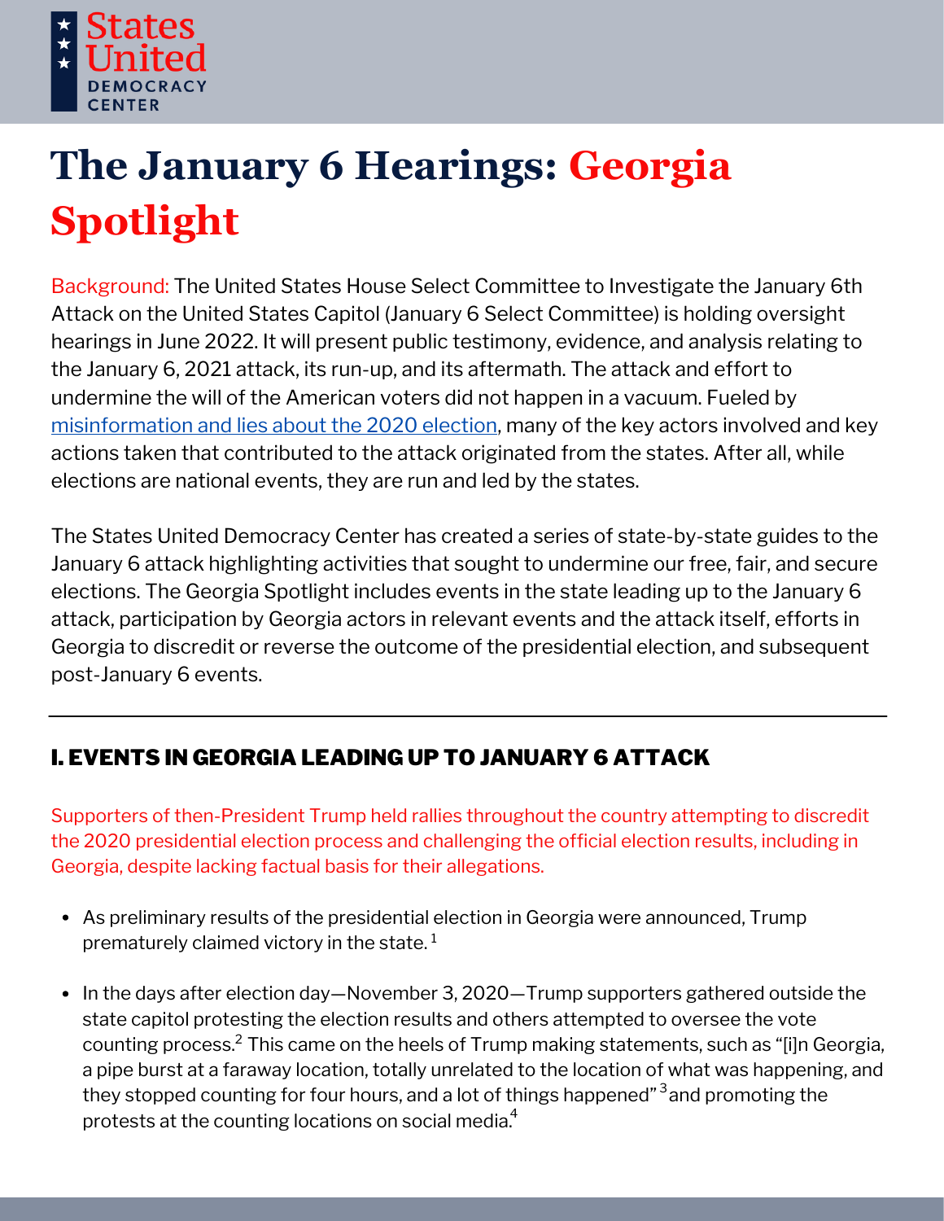States United DEMOCRACY CENTER

# The January 6 Hearings: Georgia Spotlight

Background: The United States House Select Committee to Investigate the January 6th Attack on the United States Capitol (January 6 Select Committee) is holding oversight hearings in June 2022. It will present public testimony, evidence, and analysis relating to the January 6, 2021 attack, its run-up, and its aftermath. The attack and effort to undermine the will of the American voters did not happen in a vacuum. Fueled by misinformation and lies about the 2020 election, many of the key actors involved and key actions taken that contributed to the attack originated from the states. After all, while elections are national events, they are run and led by the states.

The States United Democracy Center has created a series of state-by-state guides to the January 6 attack highlighting activities that sought to undermine our free, fair, and secure elections. The Georgia Spotlight includes events in the state leading up to the January 6 attack, participation by Georgia actors in relevant events and the attack itself, efforts in Georgia to discredit or reverse the outcome of the presidential election, and subsequent post-January 6 events.

---

## I. EVENTS IN GEORGIA LEADING UP TO JANUARY 6 ATTACK

Supporters of then-President Trump held rallies throughout the country attempting to discredit the 2020 presidential election process and challenging the official election results, including in Georgia, despite lacking factual basis for their allegations.

- As preliminary results of the presidential election in Georgia were announced, Trump prematurely claimed victory in the state.[1]
- In the days after election day—November 3, 2020—Trump supporters gathered outside the state capitol protesting the election results and others attempted to oversee the vote counting process.[2] This came on the heels of Trump making statements, such as "[i]n Georgia, a pipe burst at a faraway location, totally unrelated to the location of what was happening, and they stopped counting for four hours, and a lot of things happened"[3] and promoting the protests at the counting locations on social media.[4]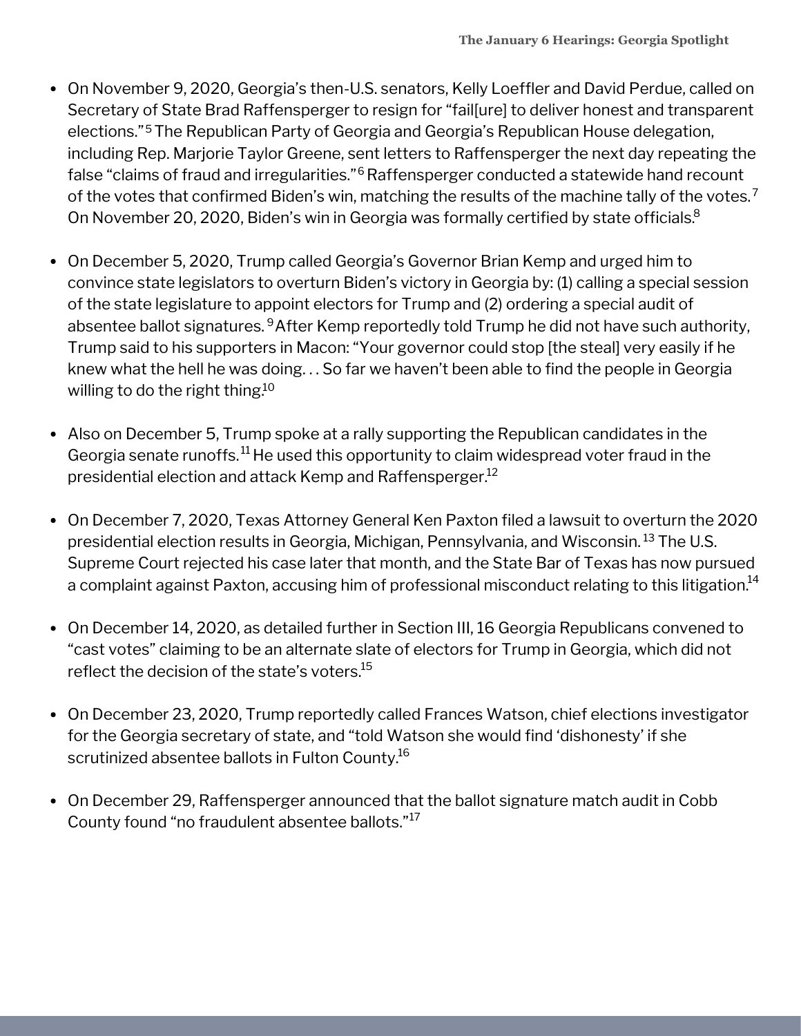- On November 9, 2020, Georgia's then-U.S. senators, Kelly Loeffler and David Perdue, called on Secretary of State Brad Raffensperger to resign for "fail[ure] to deliver honest and transparent elections."[5] The Republican Party of Georgia and Georgia's Republican House delegation, including Rep. Marjorie Taylor Greene, sent letters to Raffensperger the next day repeating the false "claims of fraud and irregularities."[6] Raffensperger conducted a statewide hand recount of the votes that confirmed Biden's win, matching the results of the machine tally of the votes.[7] On November 20, 2020, Biden's win in Georgia was formally certified by state officials.[8]

- On December 5, 2020, Trump called Georgia's Governor Brian Kemp and urged him to convince state legislators to overturn Biden's victory in Georgia by: (1) calling a special session of the state legislature to appoint electors for Trump and (2) ordering a special audit of absentee ballot signatures.[9] After Kemp reportedly told Trump he did not have such authority, Trump said to his supporters in Macon: "Your governor could stop [the steal] very easily if he knew what the hell he was doing. . . So far we haven't been able to find the people in Georgia willing to do the right thing.[10]

- Also on December 5, Trump spoke at a rally supporting the Republican candidates in the Georgia senate runoffs.[11] He used this opportunity to claim widespread voter fraud in the presidential election and attack Kemp and Raffensperger.[12]

- On December 7, 2020, Texas Attorney General Ken Paxton filed a lawsuit to overturn the 2020 presidential election results in Georgia, Michigan, Pennsylvania, and Wisconsin.[13] The U.S. Supreme Court rejected his case later that month, and the State Bar of Texas has now pursued a complaint against Paxton, accusing him of professional misconduct relating to this litigation.[14]

- On December 14, 2020, as detailed further in Section III, 16 Georgia Republicans convened to "cast votes" claiming to be an alternate slate of electors for Trump in Georgia, which did not reflect the decision of the state's voters.[15]

- On December 23, 2020, Trump reportedly called Frances Watson, chief elections investigator for the Georgia secretary of state, and "told Watson she would find 'dishonesty' if she scrutinized absentee ballots in Fulton County.[16]

- On December 29, Raffensperger announced that the ballot signature match audit in Cobb County found "no fraudulent absentee ballots."[17]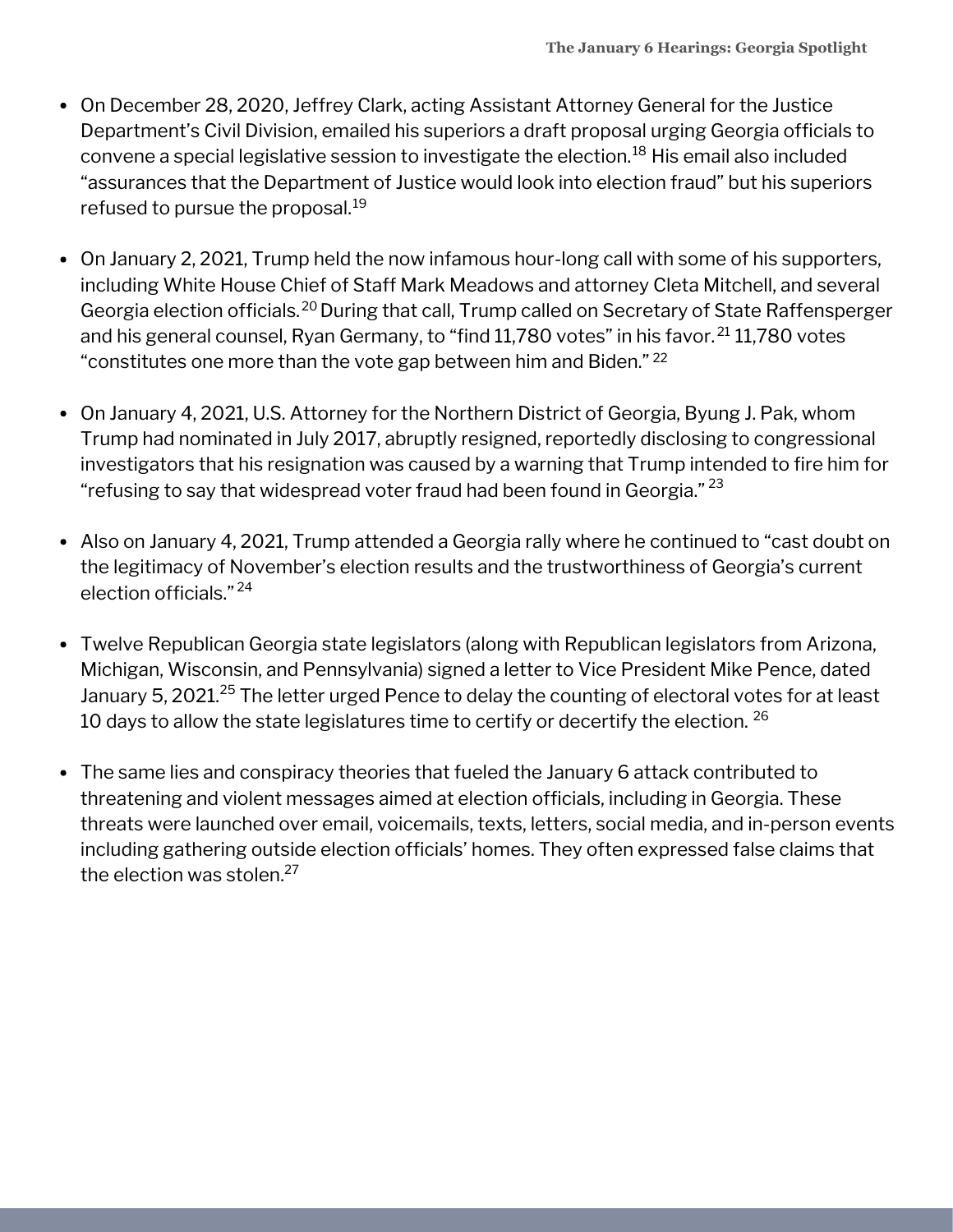- On December 28, 2020, Jeffrey Clark, acting Assistant Attorney General for the Justice Department's Civil Division, emailed his superiors a draft proposal urging Georgia officials to convene a special legislative session to investigate the election.[18] His email also included "assurances that the Department of Justice would look into election fraud" but his superiors refused to pursue the proposal.[19]

- On January 2, 2021, Trump held the now infamous hour-long call with some of his supporters, including White House Chief of Staff Mark Meadows and attorney Cleta Mitchell, and several Georgia election officials.[20] During that call, Trump called on Secretary of State Raffensperger and his general counsel, Ryan Germany, to "find 11,780 votes" in his favor.[21] 11,780 votes "constitutes one more than the vote gap between him and Biden."[22]

- On January 4, 2021, U.S. Attorney for the Northern District of Georgia, Byung J. Pak, whom Trump had nominated in July 2017, abruptly resigned, reportedly disclosing to congressional investigators that his resignation was caused by a warning that Trump intended to fire him for "refusing to say that widespread voter fraud had been found in Georgia."[23]

- Also on January 4, 2021, Trump attended a Georgia rally where he continued to "cast doubt on the legitimacy of November's election results and the trustworthiness of Georgia's current election officials."[24]

- Twelve Republican Georgia state legislators (along with Republican legislators from Arizona, Michigan, Wisconsin, and Pennsylvania) signed a letter to Vice President Mike Pence, dated January 5, 2021.[25] The letter urged Pence to delay the counting of electoral votes for at least 10 days to allow the state legislatures time to certify or decertify the election.[26]

- The same lies and conspiracy theories that fueled the January 6 attack contributed to threatening and violent messages aimed at election officials, including in Georgia. These threats were launched over email, voicemails, texts, letters, social media, and in-person events including gathering outside election officials' homes. They often expressed false claims that the election was stolen.[27]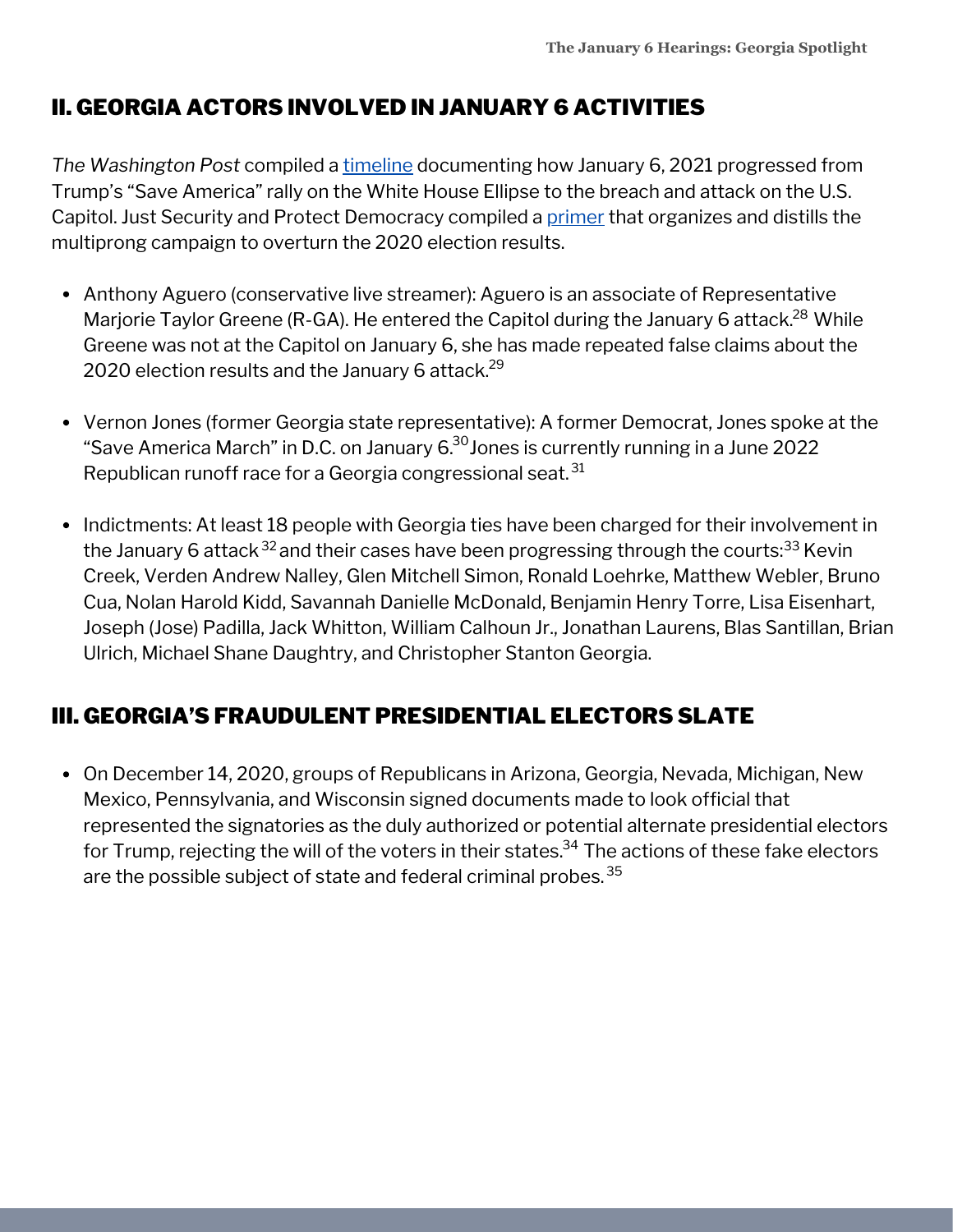## II. GEORGIA ACTORS INVOLVED IN JANUARY 6 ACTIVITIES

*The Washington Post* compiled a timeline documenting how January 6, 2021 progressed from Trump's "Save America" rally on the White House Ellipse to the breach and attack on the U.S. Capitol. Just Security and Protect Democracy compiled a primer that organizes and distills the multiprong campaign to overturn the 2020 election results.

- Anthony Aguero (conservative live streamer): Aguero is an associate of Representative Marjorie Taylor Greene (R-GA). He entered the Capitol during the January 6 attack.[28] While Greene was not at the Capitol on January 6, she has made repeated false claims about the 2020 election results and the January 6 attack.[29]
- Vernon Jones (former Georgia state representative): A former Democrat, Jones spoke at the "Save America March" in D.C. on January 6.[30] Jones is currently running in a June 2022 Republican runoff race for a Georgia congressional seat.[31]
- Indictments: At least 18 people with Georgia ties have been charged for their involvement in the January 6 attack[32] and their cases have been progressing through the courts:[33] Kevin Creek, Verden Andrew Nalley, Glen Mitchell Simon, Ronald Loehrke, Matthew Webler, Bruno Cua, Nolan Harold Kidd, Savannah Danielle McDonald, Benjamin Henry Torre, Lisa Eisenhart, Joseph (Jose) Padilla, Jack Whitton, William Calhoun Jr., Jonathan Laurens, Blas Santillan, Brian Ulrich, Michael Shane Daughtry, and Christopher Stanton Georgia.

## III. GEORGIA'S FRAUDULENT PRESIDENTIAL ELECTORS SLATE

- On December 14, 2020, groups of Republicans in Arizona, Georgia, Nevada, Michigan, New Mexico, Pennsylvania, and Wisconsin signed documents made to look official that represented the signatories as the duly authorized or potential alternate presidential electors for Trump, rejecting the will of the voters in their states.[34] The actions of these fake electors are the possible subject of state and federal criminal probes.[35]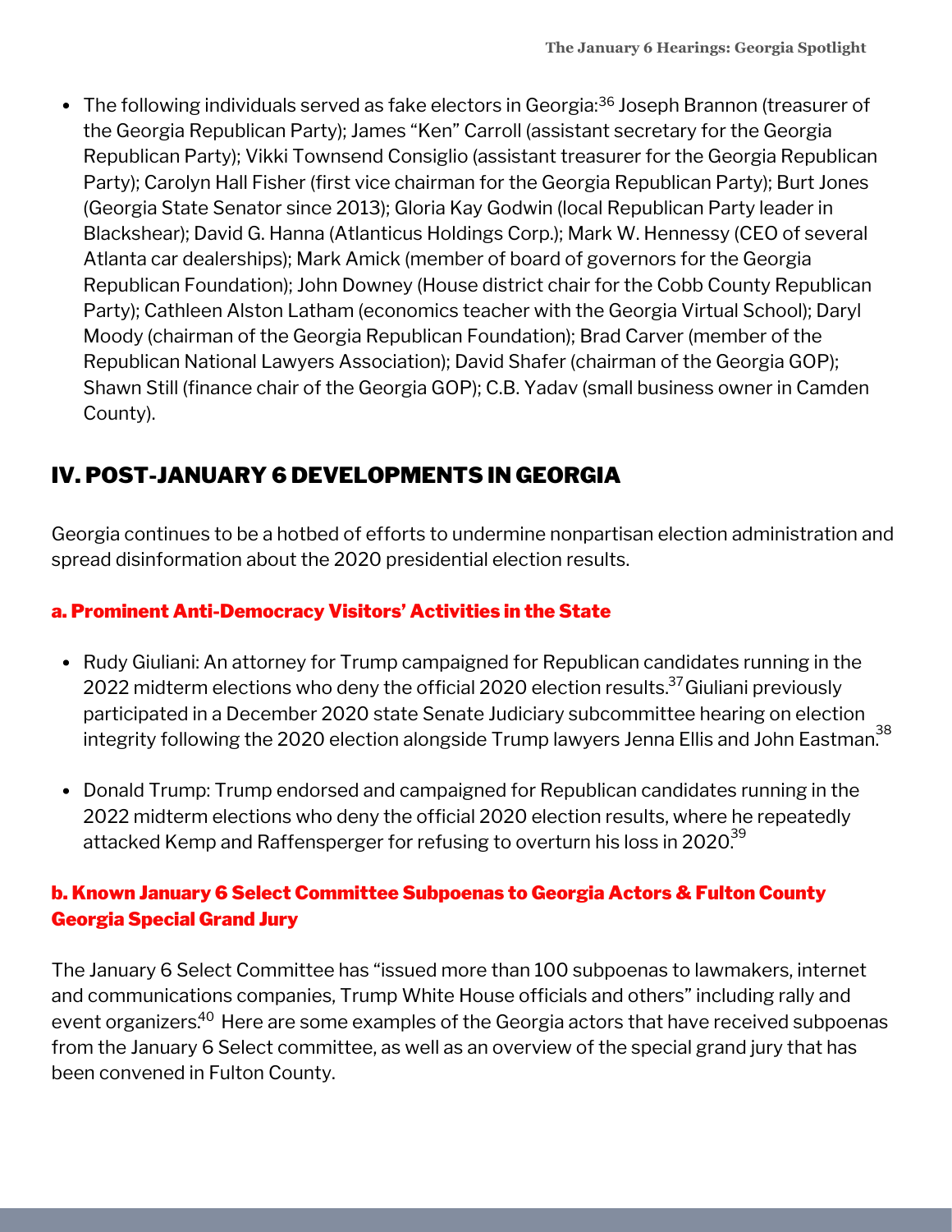- The following individuals served as fake electors in Georgia:[36] Joseph Brannon (treasurer of the Georgia Republican Party); James "Ken" Carroll (assistant secretary for the Georgia Republican Party); Vikki Townsend Consiglio (assistant treasurer for the Georgia Republican Party); Carolyn Hall Fisher (first vice chairman for the Georgia Republican Party); Burt Jones (Georgia State Senator since 2013); Gloria Kay Godwin (local Republican Party leader in Blackshear); David G. Hanna (Atlanticus Holdings Corp.); Mark W. Hennessy (CEO of several Atlanta car dealerships); Mark Amick (member of board of governors for the Georgia Republican Foundation); John Downey (House district chair for the Cobb County Republican Party); Cathleen Alston Latham (economics teacher with the Georgia Virtual School); Daryl Moody (chairman of the Georgia Republican Foundation); Brad Carver (member of the Republican National Lawyers Association); David Shafer (chairman of the Georgia GOP); Shawn Still (finance chair of the Georgia GOP); C.B. Yadav (small business owner in Camden County).

## IV. POST-JANUARY 6 DEVELOPMENTS IN GEORGIA

Georgia continues to be a hotbed of efforts to undermine nonpartisan election administration and spread disinformation about the 2020 presidential election results.

### a. Prominent Anti-Democracy Visitors' Activities in the State

- Rudy Giuliani: An attorney for Trump campaigned for Republican candidates running in the 2022 midterm elections who deny the official 2020 election results.[37] Giuliani previously participated in a December 2020 state Senate Judiciary subcommittee hearing on election integrity following the 2020 election alongside Trump lawyers Jenna Ellis and John Eastman.[38]

- Donald Trump: Trump endorsed and campaigned for Republican candidates running in the 2022 midterm elections who deny the official 2020 election results, where he repeatedly attacked Kemp and Raffensperger for refusing to overturn his loss in 2020.[39]

### b. Known January 6 Select Committee Subpoenas to Georgia Actors & Fulton County Georgia Special Grand Jury

The January 6 Select Committee has "issued more than 100 subpoenas to lawmakers, internet and communications companies, Trump White House officials and others" including rally and event organizers.[40] Here are some examples of the Georgia actors that have received subpoenas from the January 6 Select committee, as well as an overview of the special grand jury that has been convened in Fulton County.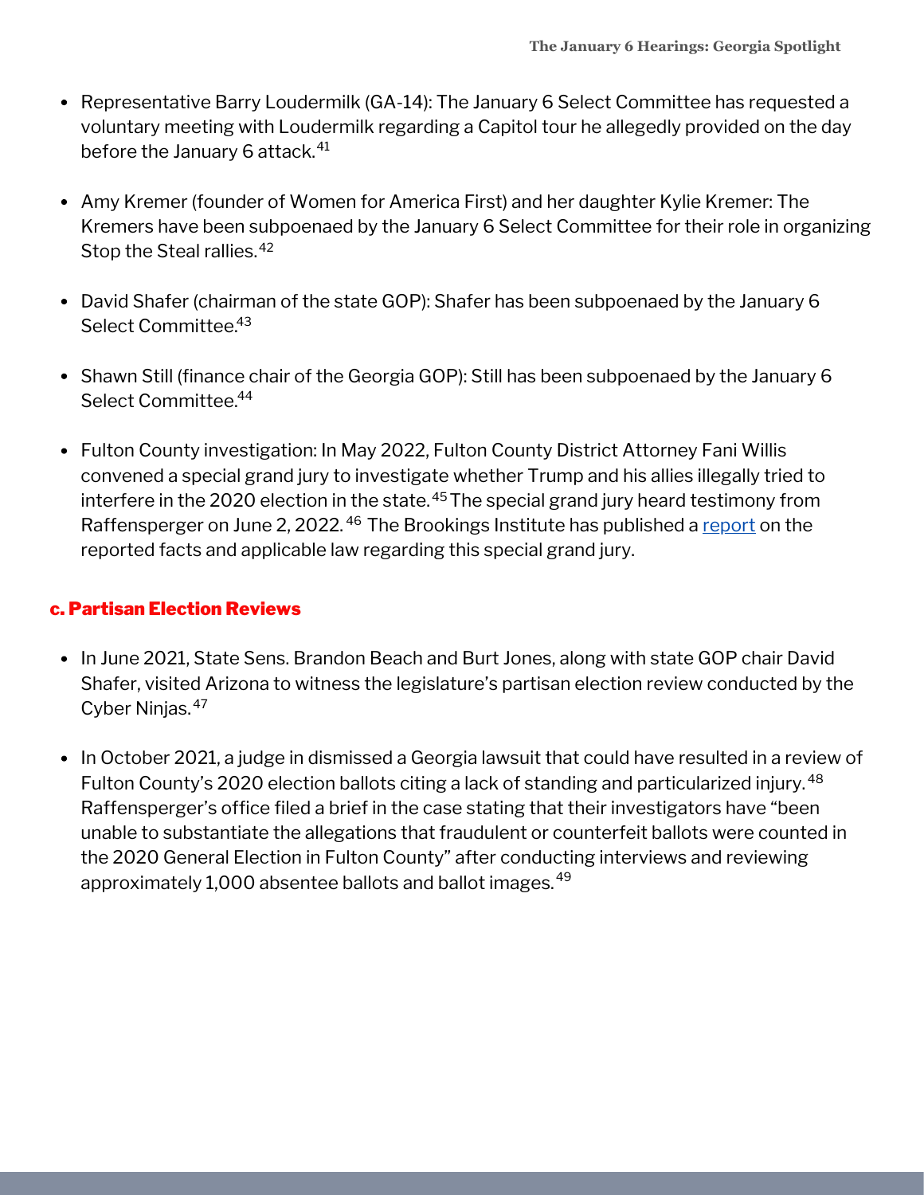- Representative Barry Loudermilk (GA-14): The January 6 Select Committee has requested a voluntary meeting with Loudermilk regarding a Capitol tour he allegedly provided on the day before the January 6 attack.[41]

- Amy Kremer (founder of Women for America First) and her daughter Kylie Kremer: The Kremers have been subpoenaed by the January 6 Select Committee for their role in organizing Stop the Steal rallies.[42]

- David Shafer (chairman of the state GOP): Shafer has been subpoenaed by the January 6 Select Committee.[43]

- Shawn Still (finance chair of the Georgia GOP): Still has been subpoenaed by the January 6 Select Committee.[44]

- Fulton County investigation: In May 2022, Fulton County District Attorney Fani Willis convened a special grand jury to investigate whether Trump and his allies illegally tried to interfere in the 2020 election in the state.[45] The special grand jury heard testimony from Raffensperger on June 2, 2022.[46] The Brookings Institute has published a report on the reported facts and applicable law regarding this special grand jury.

### c. Partisan Election Reviews

- In June 2021, State Sens. Brandon Beach and Burt Jones, along with state GOP chair David Shafer, visited Arizona to witness the legislature's partisan election review conducted by the Cyber Ninjas.[47]

- In October 2021, a judge in dismissed a Georgia lawsuit that could have resulted in a review of Fulton County's 2020 election ballots citing a lack of standing and particularized injury.[48] Raffensperger's office filed a brief in the case stating that their investigators have "been unable to substantiate the allegations that fraudulent or counterfeit ballots were counted in the 2020 General Election in Fulton County" after conducting interviews and reviewing approximately 1,000 absentee ballots and ballot images.[49]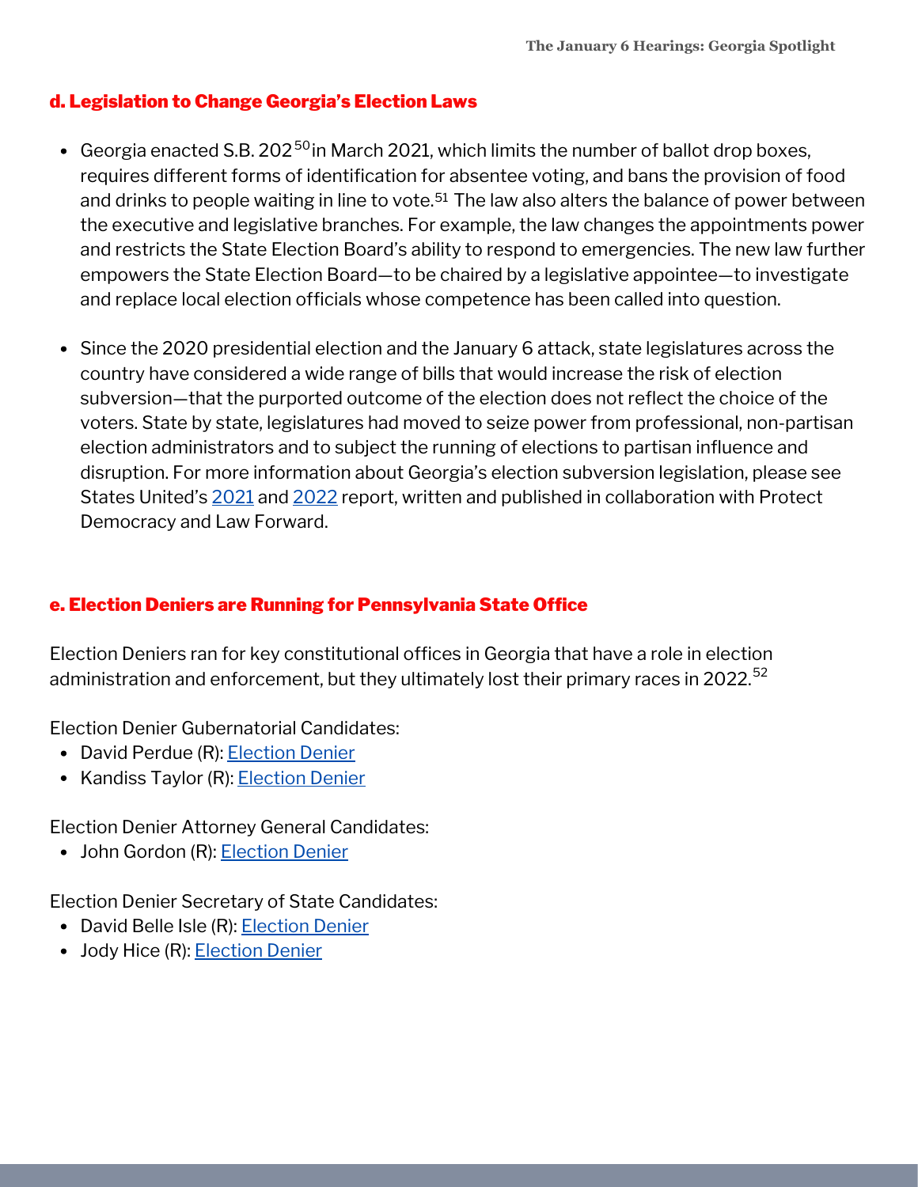### d. Legislation to Change Georgia's Election Laws

- Georgia enacted S.B. 202[50] in March 2021, which limits the number of ballot drop boxes, requires different forms of identification for absentee voting, and bans the provision of food and drinks to people waiting in line to vote.[51] The law also alters the balance of power between the executive and legislative branches. For example, the law changes the appointments power and restricts the State Election Board's ability to respond to emergencies. The new law further empowers the State Election Board—to be chaired by a legislative appointee—to investigate and replace local election officials whose competence has been called into question.

- Since the 2020 presidential election and the January 6 attack, state legislatures across the country have considered a wide range of bills that would increase the risk of election subversion—that the purported outcome of the election does not reflect the choice of the voters. State by state, legislatures had moved to seize power from professional, non-partisan election administrators and to subject the running of elections to partisan influence and disruption. For more information about Georgia's election subversion legislation, please see States United's 2021 and 2022 report, written and published in collaboration with Protect Democracy and Law Forward.

### e. Election Deniers are Running for Pennsylvania State Office

Election Deniers ran for key constitutional offices in Georgia that have a role in election administration and enforcement, but they ultimately lost their primary races in 2022.[52]

Election Denier Gubernatorial Candidates:
- David Perdue (R): Election Denier
- Kandiss Taylor (R): Election Denier

Election Denier Attorney General Candidates:
- John Gordon (R): Election Denier

Election Denier Secretary of State Candidates:
- David Belle Isle (R): Election Denier
- Jody Hice (R): Election Denier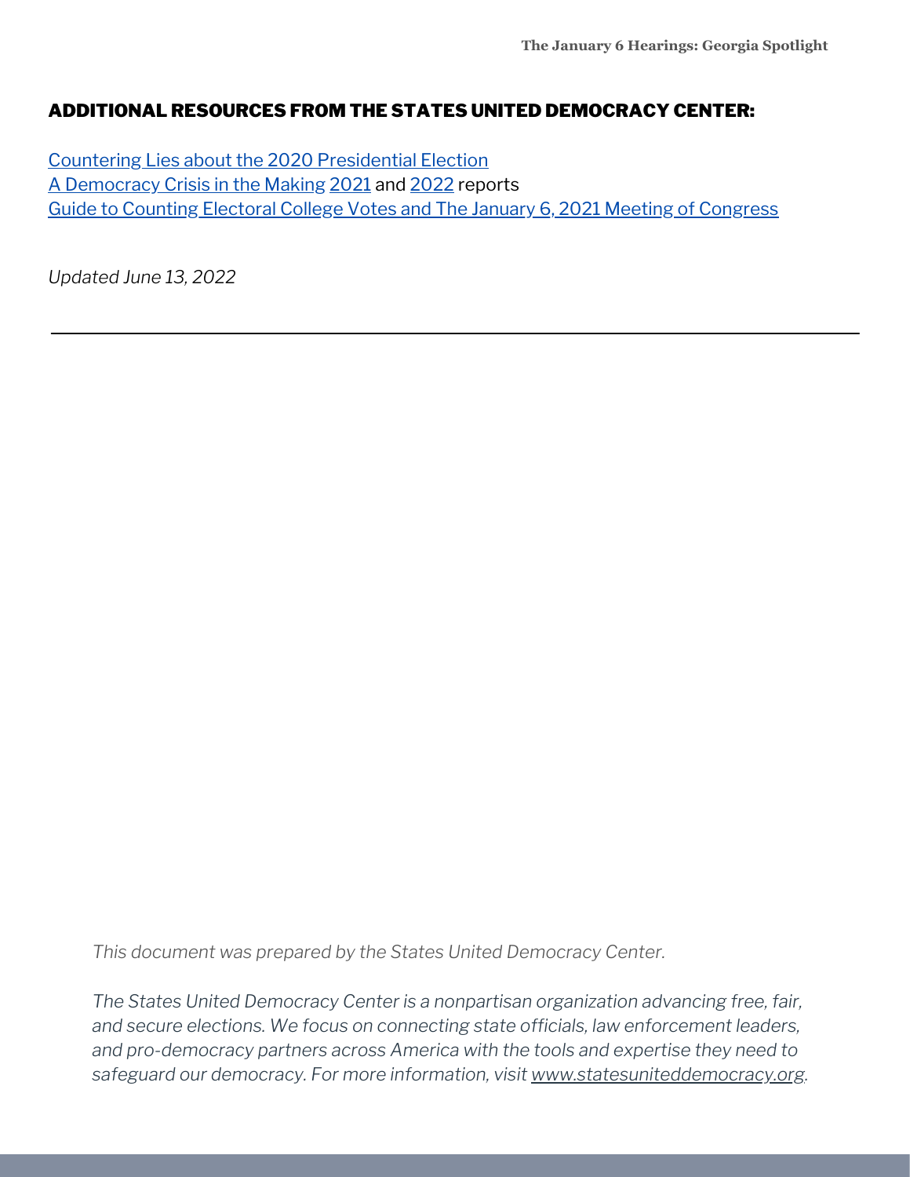## ADDITIONAL RESOURCES FROM THE STATES UNITED DEMOCRACY CENTER:

Countering Lies about the 2020 Presidential Election
A Democracy Crisis in the Making 2021 and 2022 reports
Guide to Counting Electoral College Votes and The January 6, 2021 Meeting of Congress

*Updated June 13, 2022*

---

*This document was prepared by the States United Democracy Center.*

*The States United Democracy Center is a nonpartisan organization advancing free, fair, and secure elections. We focus on connecting state officials, law enforcement leaders, and pro-democracy partners across America with the tools and expertise they need to safeguard our democracy. For more information, visit www.statesuniteddemocracy.org.*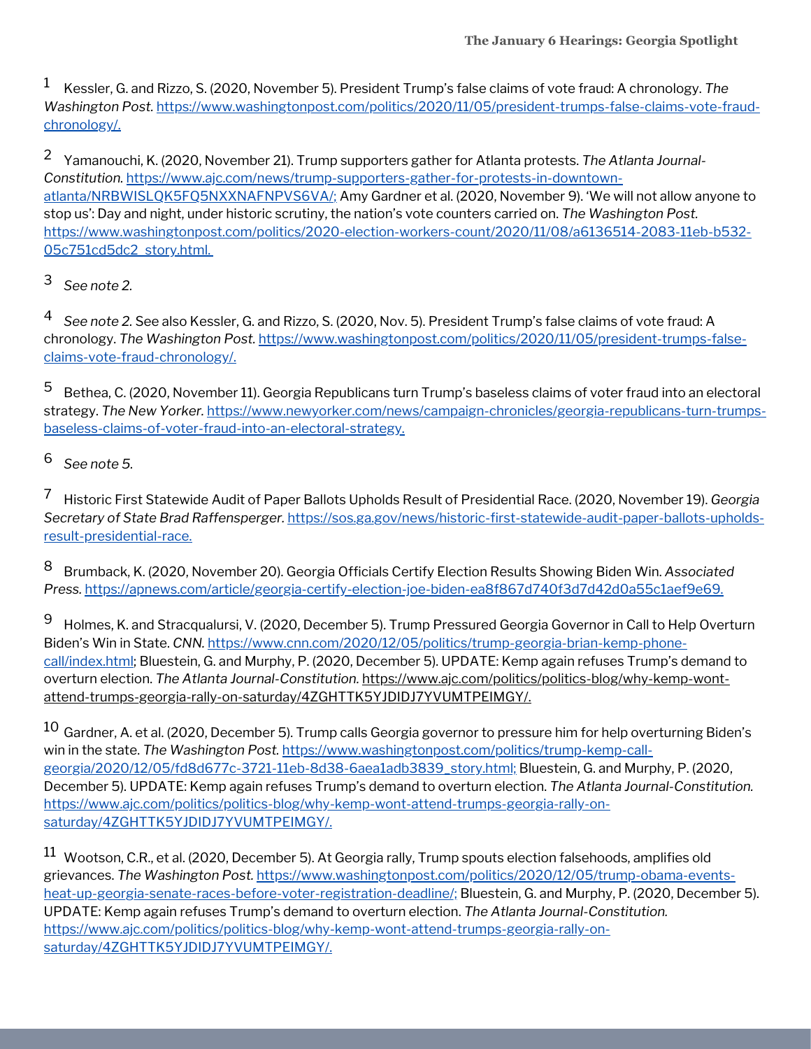[1] Kessler, G. and Rizzo, S. (2020, November 5). President Trump's false claims of vote fraud: A chronology. *The Washington Post.* https://www.washingtonpost.com/politics/2020/11/05/president-trumps-false-claims-vote-fraud-chronology/.

[2] Yamanouchi, K. (2020, November 21). Trump supporters gather for Atlanta protests. *The Atlanta Journal-Constitution.* https://www.ajc.com/news/trump-supporters-gather-for-protests-in-downtown-atlanta/NRBWISLQK5FQ5NXXNAFNPVS6VA/; Amy Gardner et al. (2020, November 9). 'We will not allow anyone to stop us': Day and night, under historic scrutiny, the nation's vote counters carried on. *The Washington Post.* https://www.washingtonpost.com/politics/2020-election-workers-count/2020/11/08/a6136514-2083-11eb-b532-05c751cd5dc2_story.html.

[3] *See note 2.*

[4] *See note 2.* See also Kessler, G. and Rizzo, S. (2020, Nov. 5). President Trump's false claims of vote fraud: A chronology. *The Washington Post.* https://www.washingtonpost.com/politics/2020/11/05/president-trumps-false-claims-vote-fraud-chronology/.

[5] Bethea, C. (2020, November 11). Georgia Republicans turn Trump's baseless claims of voter fraud into an electoral strategy. *The New Yorker.* https://www.newyorker.com/news/campaign-chronicles/georgia-republicans-turn-trumps-baseless-claims-of-voter-fraud-into-an-electoral-strategy.

[6] *See note 5.*

[7] Historic First Statewide Audit of Paper Ballots Upholds Result of Presidential Race. (2020, November 19). *Georgia Secretary of State Brad Raffensperger.* https://sos.ga.gov/news/historic-first-statewide-audit-paper-ballots-upholds-result-presidential-race.

[8] Brumback, K. (2020, November 20). Georgia Officials Certify Election Results Showing Biden Win. *Associated Press.* https://apnews.com/article/georgia-certify-election-joe-biden-ea8f867d740f3d7d42d0a55c1aef9e69.

[9] Holmes, K. and Stracqualursi, V. (2020, December 5). Trump Pressured Georgia Governor in Call to Help Overturn Biden's Win in State. *CNN.* https://www.cnn.com/2020/12/05/politics/trump-georgia-brian-kemp-phone-call/index.html; Bluestein, G. and Murphy, P. (2020, December 5). UPDATE: Kemp again refuses Trump's demand to overturn election. *The Atlanta Journal-Constitution.* https://www.ajc.com/politics/politics-blog/why-kemp-wont-attend-trumps-georgia-rally-on-saturday/4ZGHTTK5YJDIDJ7YVUMTPEIMGY/.

[10] Gardner, A. et al. (2020, December 5). Trump calls Georgia governor to pressure him for help overturning Biden's win in the state. *The Washington Post.* https://www.washingtonpost.com/politics/trump-kemp-call-georgia/2020/12/05/fd8d677c-3721-11eb-8d38-6aea1adb3839_story.html; Bluestein, G. and Murphy, P. (2020, December 5). UPDATE: Kemp again refuses Trump's demand to overturn election. *The Atlanta Journal-Constitution.* https://www.ajc.com/politics/politics-blog/why-kemp-wont-attend-trumps-georgia-rally-on-saturday/4ZGHTTK5YJDIDJ7YVUMTPEIMGY/.

[11] Wootson, C.R., et al. (2020, December 5). At Georgia rally, Trump spouts election falsehoods, amplifies old grievances. *The Washington Post.* https://www.washingtonpost.com/politics/2020/12/05/trump-obama-events-heat-up-georgia-senate-races-before-voter-registration-deadline/; Bluestein, G. and Murphy, P. (2020, December 5). UPDATE: Kemp again refuses Trump's demand to overturn election. *The Atlanta Journal-Constitution.* https://www.ajc.com/politics/politics-blog/why-kemp-wont-attend-trumps-georgia-rally-on-saturday/4ZGHTTK5YJDIDJ7YVUMTPEIMGY/.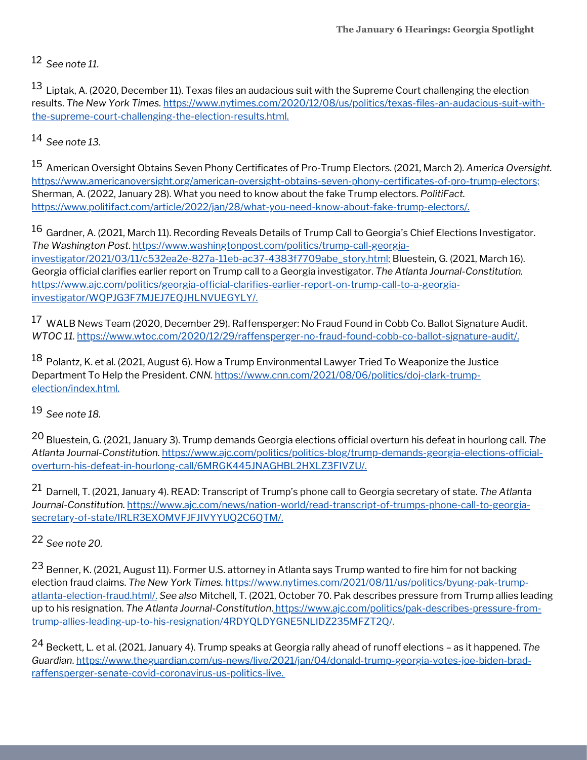12 *See note 11.*

13 Liptak, A. (2020, December 11). Texas files an audacious suit with the Supreme Court challenging the election results. *The New York Times.* https://www.nytimes.com/2020/12/08/us/politics/texas-files-an-audacious-suit-with-the-supreme-court-challenging-the-election-results.html.

14 *See note 13.*

15 American Oversight Obtains Seven Phony Certificates of Pro-Trump Electors. (2021, March 2). *America Oversight.* https://www.americanoversight.org/american-oversight-obtains-seven-phony-certificates-of-pro-trump-electors; Sherman, A. (2022, January 28). What you need to know about the fake Trump electors. *PolitiFact.* https://www.politifact.com/article/2022/jan/28/what-you-need-know-about-fake-trump-electors/.

16 Gardner, A. (2021, March 11). Recording Reveals Details of Trump Call to Georgia's Chief Elections Investigator. *The Washington Post*. https://www.washingtonpost.com/politics/trump-call-georgia-investigator/2021/03/11/c532ea2e-827a-11eb-ac37-4383f7709abe_story.html; Bluestein, G. (2021, March 16). Georgia official clarifies earlier report on Trump call to a Georgia investigator. *The Atlanta Journal-Constitution.* https://www.ajc.com/politics/georgia-official-clarifies-earlier-report-on-trump-call-to-a-georgia-investigator/WQPJG3F7MJEJ7EQJHLNVUEGYLY/.

17 WALB News Team (2020, December 29). Raffensperger: No Fraud Found in Cobb Co. Ballot Signature Audit. *WTOC 11.* https://www.wtoc.com/2020/12/29/raffensperger-no-fraud-found-cobb-co-ballot-signature-audit/.

18 Polantz, K. et al. (2021, August 6). How a Trump Environmental Lawyer Tried To Weaponize the Justice Department To Help the President. *CNN.* https://www.cnn.com/2021/08/06/politics/doj-clark-trump-election/index.html.

19 *See note 18.*

20 Bluestein, G. (2021, January 3). Trump demands Georgia elections official overturn his defeat in hourlong call. *The Atlanta Journal-Constitution.* https://www.ajc.com/politics/politics-blog/trump-demands-georgia-elections-official-overturn-his-defeat-in-hourlong-call/6MRGK445JNAGHBL2HXLZ3FIVZU/.

21 Darnell, T. (2021, January 4). READ: Transcript of Trump's phone call to Georgia secretary of state. *The Atlanta Journal-Constitution.* https://www.ajc.com/news/nation-world/read-transcript-of-trumps-phone-call-to-georgia-secretary-of-state/IRLR3EXOMVFJFJIVYYUQ2C6QTM/.

22 *See note 20.*

23 Benner, K. (2021, August 11). Former U.S. attorney in Atlanta says Trump wanted to fire him for not backing election fraud claims. *The New York Times.* https://www.nytimes.com/2021/08/11/us/politics/byung-pak-trump-atlanta-election-fraud.html/. *See also* Mitchell, T. (2021, October 70. Pak describes pressure from Trump allies leading up to his resignation. *The Atlanta Journal-Constitution*. https://www.ajc.com/politics/pak-describes-pressure-from-trump-allies-leading-up-to-his-resignation/4RDYQLDYGNE5NLIDZ235MFZT2Q/.

24 Beckett, L. et al. (2021, January 4). Trump speaks at Georgia rally ahead of runoff elections – as it happened. *The Guardian*. https://www.theguardian.com/us-news/live/2021/jan/04/donald-trump-georgia-votes-joe-biden-brad-raffensperger-senate-covid-coronavirus-us-politics-live.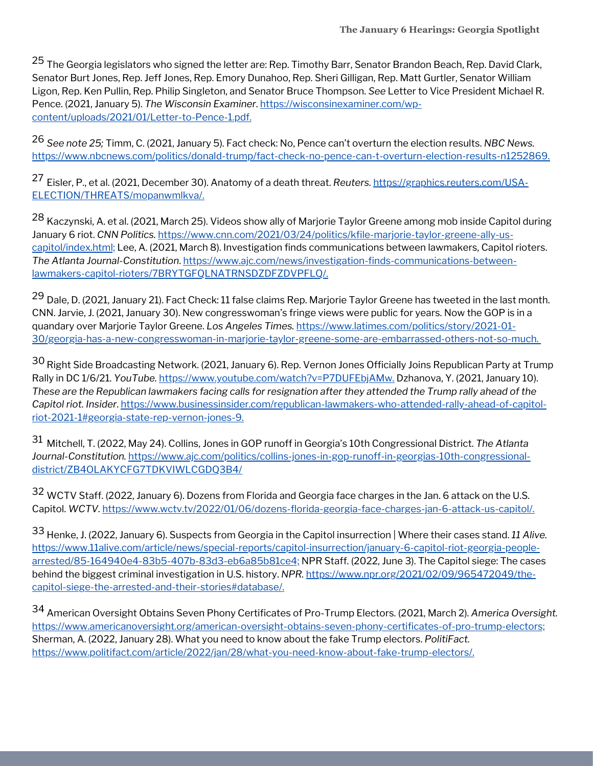[25] The Georgia legislators who signed the letter are: Rep. Timothy Barr, Senator Brandon Beach, Rep. David Clark, Senator Burt Jones, Rep. Jeff Jones, Rep. Emory Dunahoo, Rep. Sheri Gilligan, Rep. Matt Gurtler, Senator William Ligon, Rep. Ken Pullin, Rep. Philip Singleton, and Senator Bruce Thompson. *See* Letter to Vice President Michael R. Pence. (2021, January 5). *The Wisconsin Examiner*. https://wisconsinexaminer.com/wp-content/uploads/2021/01/Letter-to-Pence-1.pdf.

[26] *See note 25;* Timm, C. (2021, January 5). Fact check: No, Pence can't overturn the election results. *NBC News.* https://www.nbcnews.com/politics/donald-trump/fact-check-no-pence-can-t-overturn-election-results-n1252869.

[27] Eisler, P., et al. (2021, December 30). Anatomy of a death threat. *Reuters.* https://graphics.reuters.com/USA-ELECTION/THREATS/mopanwmlkva/.

[28] Kaczynski, A. et al. (2021, March 25). Videos show ally of Marjorie Taylor Greene among mob inside Capitol during January 6 riot. *CNN Politics.* https://www.cnn.com/2021/03/24/politics/kfile-marjorie-taylor-greene-ally-us-capitol/index.html; Lee, A. (2021, March 8). Investigation finds communications between lawmakers, Capitol rioters. *The Atlanta Journal-Constitution.* https://www.ajc.com/news/investigation-finds-communications-between-lawmakers-capitol-rioters/7BRYTGFQLNATRNSDZDFZDVPFLQ/.

[29] Dale, D. (2021, January 21). Fact Check: 11 false claims Rep. Marjorie Taylor Greene has tweeted in the last month. CNN. Jarvie, J. (2021, January 30). New congresswoman's fringe views were public for years. Now the GOP is in a quandary over Marjorie Taylor Greene. *Los Angeles Times.* https://www.latimes.com/politics/story/2021-01-30/georgia-has-a-new-congresswoman-in-marjorie-taylor-greene-some-are-embarrassed-others-not-so-much.

[30] Right Side Broadcasting Network. (2021, January 6). Rep. Vernon Jones Officially Joins Republican Party at Trump Rally in DC 1/6/21. *YouTube.* https://www.youtube.com/watch?v=P7DUFEbjAMw. Dzhanova, Y. (2021, January 10). *These are the Republican lawmakers facing calls for resignation after they attended the Trump rally ahead of the Capitol riot. Insider*. https://www.businessinsider.com/republican-lawmakers-who-attended-rally-ahead-of-capitol-riot-2021-1#georgia-state-rep-vernon-jones-9.

[31] Mitchell, T. (2022, May 24). Collins, Jones in GOP runoff in Georgia's 10th Congressional District. *The Atlanta Journal-Constitution.* https://www.ajc.com/politics/collins-jones-in-gop-runoff-in-georgias-10th-congressional-district/ZB4OLAKYCFG7TDKVIWLCGDQ3B4/

[32] WCTV Staff. (2022, January 6). Dozens from Florida and Georgia face charges in the Jan. 6 attack on the U.S. Capitol. *WCTV*. https://www.wctv.tv/2022/01/06/dozens-florida-georgia-face-charges-jan-6-attack-us-capitol/.

[33] Henke, J. (2022, January 6). Suspects from Georgia in the Capitol insurrection | Where their cases stand. *11 Alive.* https://www.11alive.com/article/news/special-reports/capitol-insurrection/january-6-capitol-riot-georgia-people-arrested/85-164940e4-83b5-407b-83d3-eb6a85b81ce4; NPR Staff. (2022, June 3). The Capitol siege: The cases behind the biggest criminal investigation in U.S. history. *NPR.* https://www.npr.org/2021/02/09/965472049/the-capitol-siege-the-arrested-and-their-stories#database/.

[34] American Oversight Obtains Seven Phony Certificates of Pro-Trump Electors. (2021, March 2). *America Oversight.* https://www.americanoversight.org/american-oversight-obtains-seven-phony-certificates-of-pro-trump-electors; Sherman, A. (2022, January 28). What you need to know about the fake Trump electors. *PolitiFact.* https://www.politifact.com/article/2022/jan/28/what-you-need-know-about-fake-trump-electors/.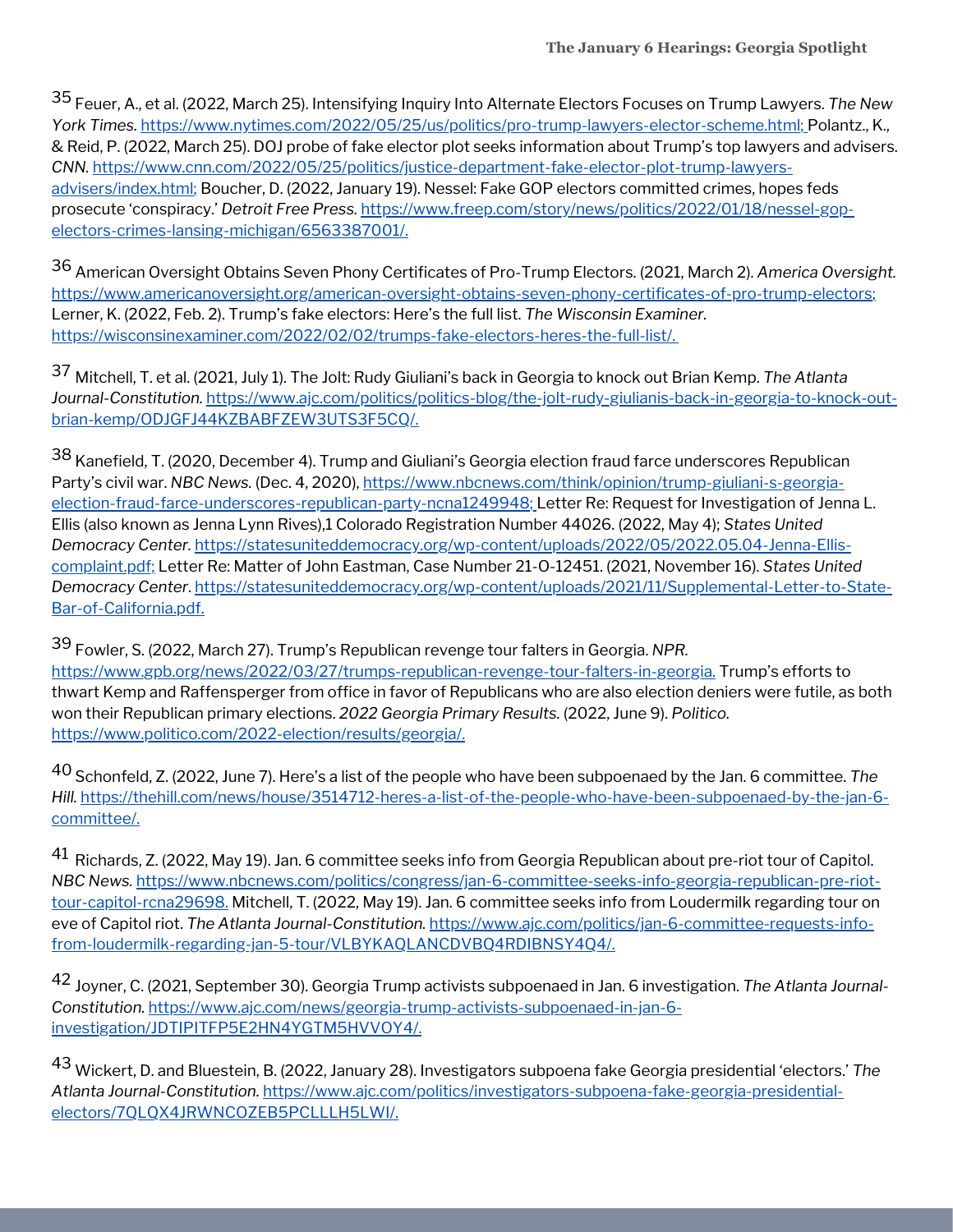[35] Feuer, A., et al. (2022, March 25). Intensifying Inquiry Into Alternate Electors Focuses on Trump Lawyers. *The New York Times.* https://www.nytimes.com/2022/05/25/us/politics/pro-trump-lawyers-elector-scheme.html; Polantz., K., & Reid, P. (2022, March 25). DOJ probe of fake elector plot seeks information about Trump's top lawyers and advisers. *CNN.* https://www.cnn.com/2022/05/25/politics/justice-department-fake-elector-plot-trump-lawyers-advisers/index.html; Boucher, D. (2022, January 19). Nessel: Fake GOP electors committed crimes, hopes feds prosecute 'conspiracy.' *Detroit Free Press.* https://www.freep.com/story/news/politics/2022/01/18/nessel-gop-electors-crimes-lansing-michigan/6563387001/.

[36] American Oversight Obtains Seven Phony Certificates of Pro-Trump Electors. (2021, March 2). *America Oversight.* https://www.americanoversight.org/american-oversight-obtains-seven-phony-certificates-of-pro-trump-electors; Lerner, K. (2022, Feb. 2). Trump's fake electors: Here's the full list. *The Wisconsin Examiner.* https://wisconsinexaminer.com/2022/02/02/trumps-fake-electors-heres-the-full-list/.

[37] Mitchell, T. et al. (2021, July 1). The Jolt: Rudy Giuliani's back in Georgia to knock out Brian Kemp. *The Atlanta Journal-Constitution.* https://www.ajc.com/politics/politics-blog/the-jolt-rudy-giulianis-back-in-georgia-to-knock-out-brian-kemp/ODJGFJ44KZBABFZEW3UTS3F5CQ/.

[38] Kanefield, T. (2020, December 4). Trump and Giuliani's Georgia election fraud farce underscores Republican Party's civil war. *NBC News.* (Dec. 4, 2020), https://www.nbcnews.com/think/opinion/trump-giuliani-s-georgia-election-fraud-farce-underscores-republican-party-ncna1249948; Letter Re: Request for Investigation of Jenna L. Ellis (also known as Jenna Lynn Rives),1 Colorado Registration Number 44026. (2022, May 4); *States United Democracy Center.* https://statesuniteddemocracy.org/wp-content/uploads/2022/05/2022.05.04-Jenna-Ellis-complaint.pdf; Letter Re: Matter of John Eastman, Case Number 21-O-12451. (2021, November 16). *States United Democracy Center.* https://statesuniteddemocracy.org/wp-content/uploads/2021/11/Supplemental-Letter-to-State-Bar-of-California.pdf.

[39] Fowler, S. (2022, March 27). Trump's Republican revenge tour falters in Georgia. *NPR.* https://www.gpb.org/news/2022/03/27/trumps-republican-revenge-tour-falters-in-georgia. Trump's efforts to thwart Kemp and Raffensperger from office in favor of Republicans who are also election deniers were futile, as both won their Republican primary elections. *2022 Georgia Primary Results.* (2022, June 9). *Politico.* https://www.politico.com/2022-election/results/georgia/.

[40] Schonfeld, Z. (2022, June 7). Here's a list of the people who have been subpoenaed by the Jan. 6 committee. *The Hill.* https://thehill.com/news/house/3514712-heres-a-list-of-the-people-who-have-been-subpoenaed-by-the-jan-6-committee/.

[41] Richards, Z. (2022, May 19). Jan. 6 committee seeks info from Georgia Republican about pre-riot tour of Capitol. *NBC News.* https://www.nbcnews.com/politics/congress/jan-6-committee-seeks-info-georgia-republican-pre-riot-tour-capitol-rcna29698. Mitchell, T. (2022, May 19). Jan. 6 committee seeks info from Loudermilk regarding tour on eve of Capitol riot. *The Atlanta Journal-Constitution.* https://www.ajc.com/politics/jan-6-committee-requests-info-from-loudermilk-regarding-jan-5-tour/VLBYKAQLANCDVBQ4RDIBNSY4Q4/.

[42] Joyner, C. (2021, September 30). Georgia Trump activists subpoenaed in Jan. 6 investigation. *The Atlanta Journal-Constitution.* https://www.ajc.com/news/georgia-trump-activists-subpoenaed-in-jan-6-investigation/JDTIPITFP5E2HN4YGTM5HVVOY4/.

[43] Wickert, D. and Bluestein, B. (2022, January 28). Investigators subpoena fake Georgia presidential 'electors.' *The Atlanta Journal-Constitution.* https://www.ajc.com/politics/investigators-subpoena-fake-georgia-presidential-electors/7QLQX4JRWNCOZEB5PCLLLH5LWI/.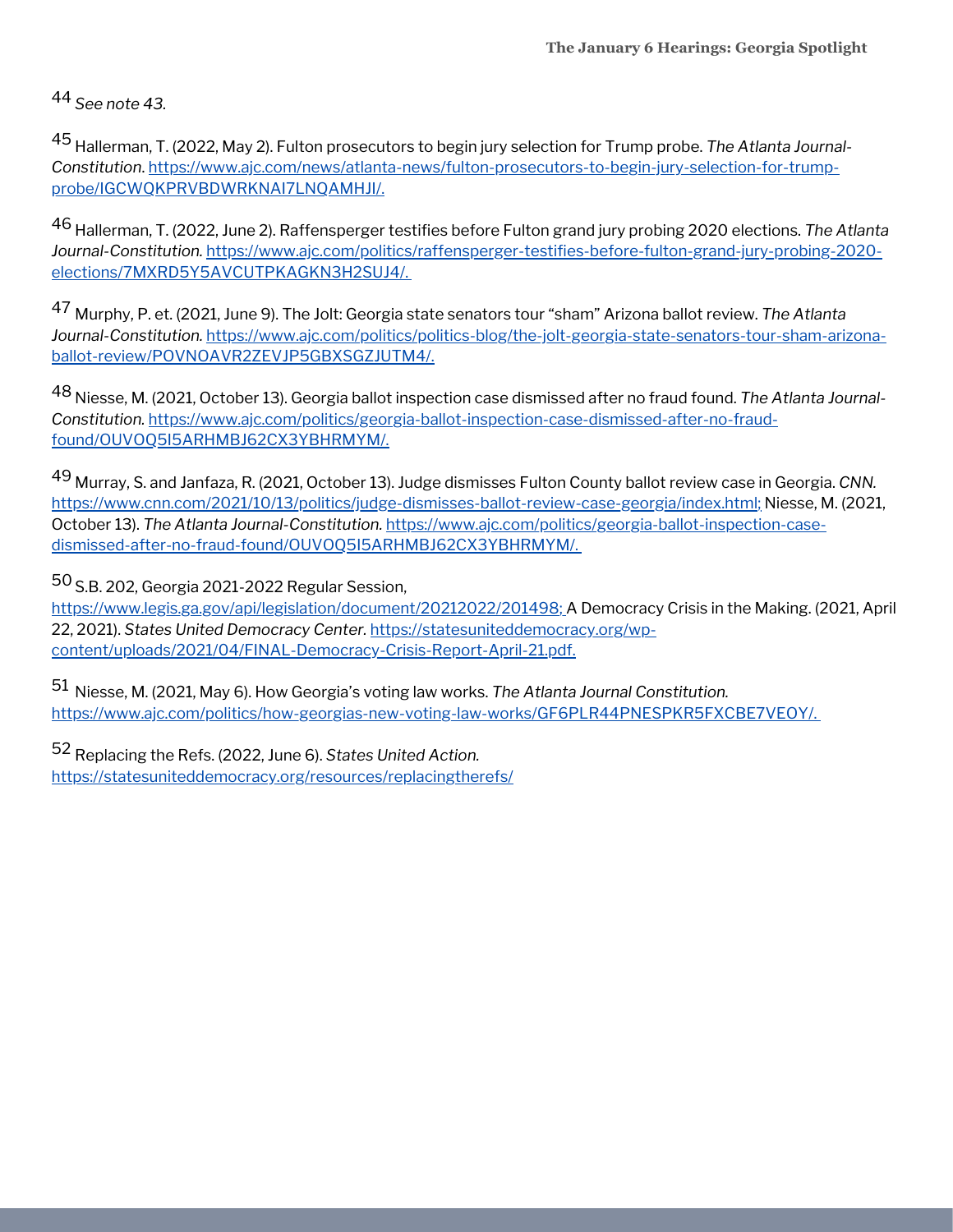44 *See note 43.*

45 Hallerman, T. (2022, May 2). Fulton prosecutors to begin jury selection for Trump probe. *The Atlanta Journal-Constitution*. https://www.ajc.com/news/atlanta-news/fulton-prosecutors-to-begin-jury-selection-for-trump-probe/IGCWQKPRVBDWRKNAI7LNQAMHJI/.

46 Hallerman, T. (2022, June 2). Raffensperger testifies before Fulton grand jury probing 2020 elections. *The Atlanta Journal-Constitution.* https://www.ajc.com/politics/raffensperger-testifies-before-fulton-grand-jury-probing-2020-elections/7MXRD5Y5AVCUTPKAGKN3H2SUJ4/.

47 Murphy, P. et. (2021, June 9). The Jolt: Georgia state senators tour "sham" Arizona ballot review. *The Atlanta Journal-Constitution.* https://www.ajc.com/politics/politics-blog/the-jolt-georgia-state-senators-tour-sham-arizona-ballot-review/POVNOAVR2ZEVJP5GBXSGZJUTM4/.

48 Niesse, M. (2021, October 13). Georgia ballot inspection case dismissed after no fraud found. *The Atlanta Journal-Constitution.* https://www.ajc.com/politics/georgia-ballot-inspection-case-dismissed-after-no-fraud-found/OUVOQ5I5ARHMBJ62CX3YBHRMYM/.

49 Murray, S. and Janfaza, R. (2021, October 13). Judge dismisses Fulton County ballot review case in Georgia. *CNN.* https://www.cnn.com/2021/10/13/politics/judge-dismisses-ballot-review-case-georgia/index.html; Niesse, M. (2021, October 13). *The Atlanta Journal-Constitution.* https://www.ajc.com/politics/georgia-ballot-inspection-case-dismissed-after-no-fraud-found/OUVOQ5I5ARHMBJ62CX3YBHRMYM/.

50 S.B. 202, Georgia 2021-2022 Regular Session, https://www.legis.ga.gov/api/legislation/document/20212022/201498; A Democracy Crisis in the Making. (2021, April 22, 2021). *States United Democracy Center*. https://statesuniteddemocracy.org/wp-content/uploads/2021/04/FINAL-Democracy-Crisis-Report-April-21.pdf.

51 Niesse, M. (2021, May 6). How Georgia's voting law works. *The Atlanta Journal Constitution.* https://www.ajc.com/politics/how-georgias-new-voting-law-works/GF6PLR44PNESPKR5FXCBE7VEOY/.

52 Replacing the Refs. (2022, June 6). *States United Action.* https://statesuniteddemocracy.org/resources/replacingtherefs/